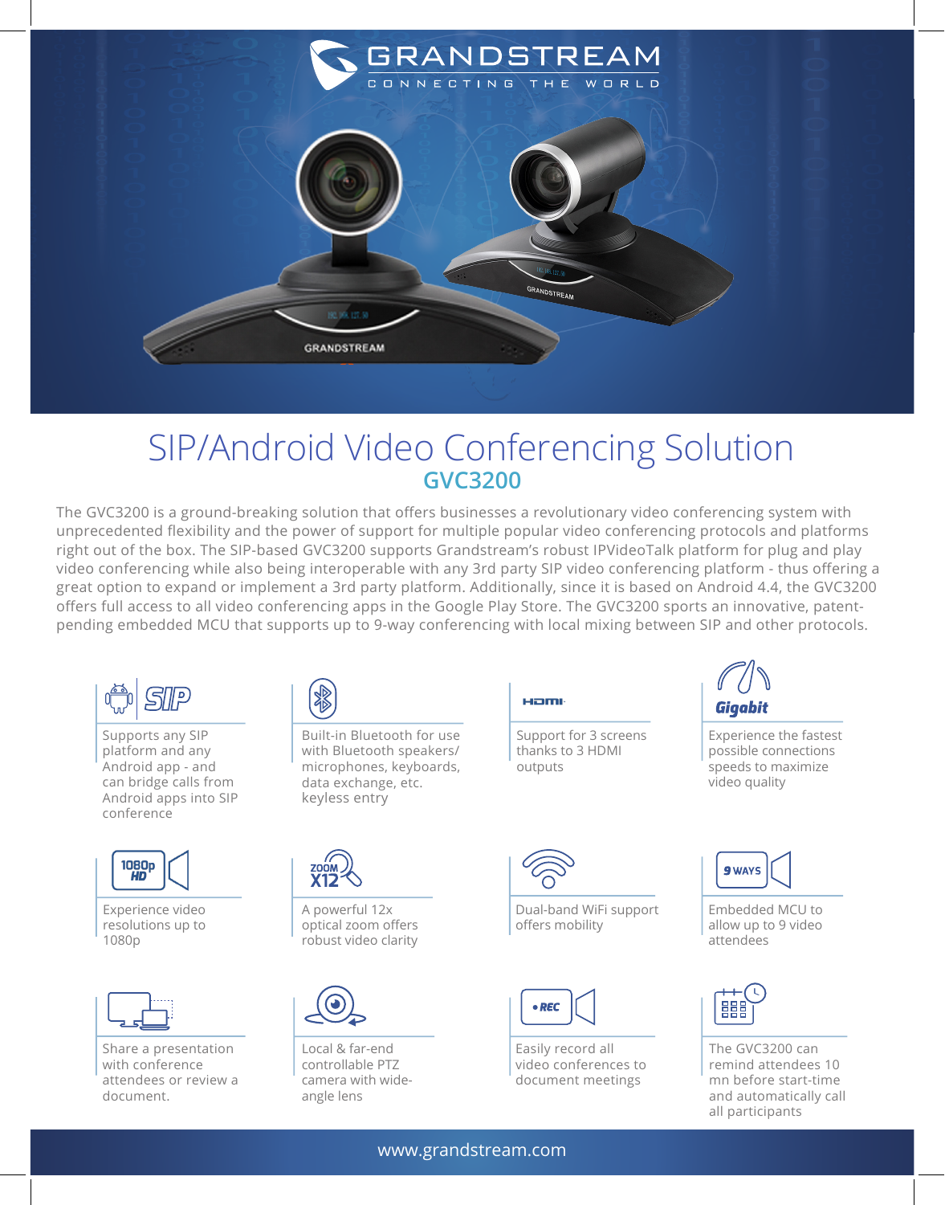# SIP/Android Video Conferencing Solution

## GVC3200

The GVC3200 is a ground-breaking solution that offers businesses a revolutionary video conferencing system with unprecedented flexibility and the power of support for multiple popular video conferencing protocols and platforms right out of the box. The SIP-based GVC3200 supports Grandstream's robust IPVideoTalk platform for plug and play video conferencing while also being interoperable with any 3rd party SIP video conferencing platform - thus offering a great option to expand or implement a 3rd party platform. Additionally, since it is based on Android 4.4, the GVC3200 offers full access to all video conferencing apps in the Google Play Store. The GVC3200 sports an innovative, patent-pending embedded MCU that supports up to 9-way conferencing with local mixing between SIP and other protocols.

- Supports any SIP platform and any Android app - and can bridge calls from Android apps into SIP conference
- Built-in Bluetooth for use with Bluetooth speakers/ microphones, keyboards, data exchange, etc. keyless entry
- Support for 3 screens thanks to 3 HDMI outputs
- Experience the fastest possible connections speeds to maximize video quality
- Experience video resolutions up to 1080p
- A powerful 12x optical zoom offers robust video clarity
- Dual-band WiFi support offers mobility
- Embedded MCU to allow up to 9 video attendees
- Share a presentation with conference attendees or review a document.
- Local & far-end controllable PTZ camera with wide-angle lens
- Easily record all video conferences to document meetings
- The GVC3200 can remind attendees 10 mn before start-time and automatically call all participants

www.grandstream.com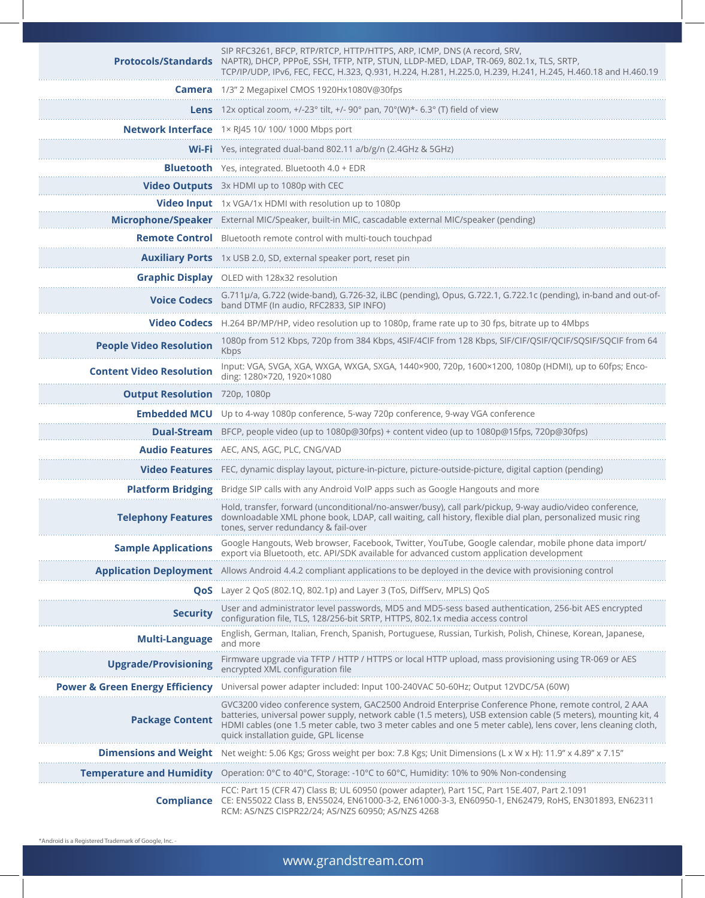| | |
|---|---|
| **Protocols/Standards** | SIP RFC3261, BFCP, RTP/RTCP, HTTP/HTTPS, ARP, ICMP, DNS (A record, SRV, NAPTR), DHCP, PPPoE, SSH, TFTP, NTP, STUN, LLDP-MED, LDAP, TR-069, 802.1x, TLS, SRTP, TCP/IP/UDP, IPv6, FEC, FECC, H.323, Q.931, H.224, H.281, H.225.0, H.239, H.241, H.245, H.460.18 and H.460.19 |
| **Camera** | 1/3" 2 Megapixel CMOS 1920Hx1080V@30fps |
| **Lens** | 12x optical zoom, +/-23° tilt, +/- 90° pan, 70°(W)*- 6.3° (T) field of view |
| **Network Interface** | 1× RJ45 10/ 100/ 1000 Mbps port |
| **Wi-Fi** | Yes, integrated dual-band 802.11 a/b/g/n (2.4GHz & 5GHz) |
| **Bluetooth** | Yes, integrated. Bluetooth 4.0 + EDR |
| **Video Outputs** | 3x HDMI up to 1080p with CEC |
| **Video Input** | 1x VGA/1x HDMI with resolution up to 1080p |
| **Microphone/Speaker** | External MIC/Speaker, built-in MIC, cascadable external MIC/speaker (pending) |
| **Remote Control** | Bluetooth remote control with multi-touch touchpad |
| **Auxiliary Ports** | 1x USB 2.0, SD, external speaker port, reset pin |
| **Graphic Display** | OLED with 128x32 resolution |
| **Voice Codecs** | G.711µ/a, G.722 (wide-band), G.726-32, iLBC (pending), Opus, G.722.1, G.722.1c (pending), in-band and out-of-band DTMF (In audio, RFC2833, SIP INFO) |
| **Video Codecs** | H.264 BP/MP/HP, video resolution up to 1080p, frame rate up to 30 fps, bitrate up to 4Mbps |
| **People Video Resolution** | 1080p from 512 Kbps, 720p from 384 Kbps, 4SIF/4CIF from 128 Kbps, SIF/CIF/QSIF/QCIF/SQSIF/SQCIF from 64 Kbps |
| **Content Video Resolution** | Input: VGA, SVGA, XGA, WXGA, WXGA, SXGA, 1440×900, 720p, 1600×1200, 1080p (HDMI), up to 60fps; Encoding: 1280×720, 1920×1080 |
| **Output Resolution** | 720p, 1080p |
| **Embedded MCU** | Up to 4-way 1080p conference, 5-way 720p conference, 9-way VGA conference |
| **Dual-Stream** | BFCP, people video (up to 1080p@30fps) + content video (up to 1080p@15fps, 720p@30fps) |
| **Audio Features** | AEC, ANS, AGC, PLC, CNG/VAD |
| **Video Features** | FEC, dynamic display layout, picture-in-picture, picture-outside-picture, digital caption (pending) |
| **Platform Bridging** | Bridge SIP calls with any Android VoIP apps such as Google Hangouts and more |
| **Telephony Features** | Hold, transfer, forward (unconditional/no-answer/busy), call park/pickup, 9-way audio/video conference, downloadable XML phone book, LDAP, call waiting, call history, flexible dial plan, personalized music ring tones, server redundancy & fail-over |
| **Sample Applications** | Google Hangouts, Web browser, Facebook, Twitter, YouTube, Google calendar, mobile phone data import/export via Bluetooth, etc. API/SDK available for advanced custom application development |
| **Application Deployment** | Allows Android 4.4.2 compliant applications to be deployed in the device with provisioning control |
| **QoS** | Layer 2 QoS (802.1Q, 802.1p) and Layer 3 (ToS, DiffServ, MPLS) QoS |
| **Security** | User and administrator level passwords, MD5 and MD5-sess based authentication, 256-bit AES encrypted configuration file, TLS, 128/256-bit SRTP, HTTPS, 802.1x media access control |
| **Multi-Language** | English, German, Italian, French, Spanish, Portuguese, Russian, Turkish, Polish, Chinese, Korean, Japanese, and more |
| **Upgrade/Provisioning** | Firmware upgrade via TFTP / HTTP / HTTPS or local HTTP upload, mass provisioning using TR-069 or AES encrypted XML configuration file |
| **Power & Green Energy Efficiency** | Universal power adapter included: Input 100-240VAC 50-60Hz; Output 12VDC/5A (60W) |
| **Package Content** | GVC3200 video conference system, GAC2500 Android Enterprise Conference Phone, remote control, 2 AAA batteries, universal power supply, network cable (1.5 meters), USB extension cable (5 meters), mounting kit, 4 HDMI cables (one 1.5 meter cable, two 3 meter cables and one 5 meter cable), lens cover, lens cleaning cloth, quick installation guide, GPL license |
| **Dimensions and Weight** | Net weight: 5.06 Kgs; Gross weight per box: 7.8 Kgs; Unit Dimensions (L x W x H): 11.9" x 4.89" x 7.15" |
| **Temperature and Humidity** | Operation: 0°C to 40°C, Storage: -10°C to 60°C, Humidity: 10% to 90% Non-condensing |
| **Compliance** | FCC: Part 15 (CFR 47) Class B; UL 60950 (power adapter), Part 15C, Part 15E.407, Part 2.1091<br>CE: EN55022 Class B, EN55024, EN61000-3-2, EN61000-3-3, EN60950-1, EN62479, RoHS, EN301893, EN62311<br>RCM: AS/NZS CISPR22/24; AS/NZS 60950; AS/NZS 4268 |

*Android is a Registered Trademark of Google, Inc. -

www.grandstream.com